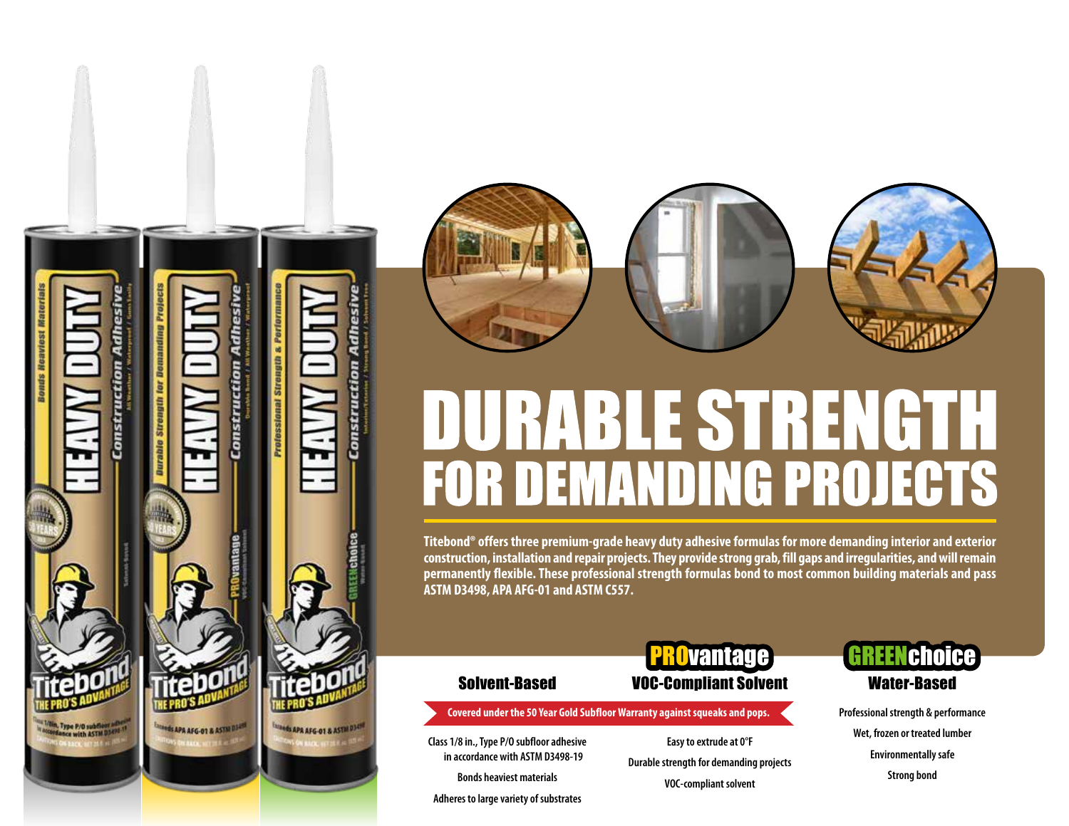# DURABLE STRENGTH FOR DEMANDING PROJECTS

**Titebond® offers three premium-grade heavy duty adhesive formulas for more demanding interior and exterior construction, installation and repair projects. They provide strong grab, fill gaps and irregularities, and will remain permanently flexible. These professional strength formulas bond to most common building materials and pass ASTM D3498, APA AFG-01 and ASTM C557.**

### Solvent-Based

### PROvantage VOC-Compliant Solvent

### GREENchoice Water-Based

**Covered under the 50 Year Gold Subfloor Warranty against squeaks and pops.**

**Solvent-Based**
- Class 1/8 in., Type P/O subfloor adhesive in accordance with ASTM D3498-19
- Bonds heaviest materials
- Adheres to large variety of substrates

**PROvantage VOC-Compliant Solvent**
- Easy to extrude at 0°F
- Durable strength for demanding projects
- VOC-compliant solvent

**GREENchoice Water-Based**
- Professional strength & performance
- Wet, frozen or treated lumber
- Environmentally safe
- Strong bond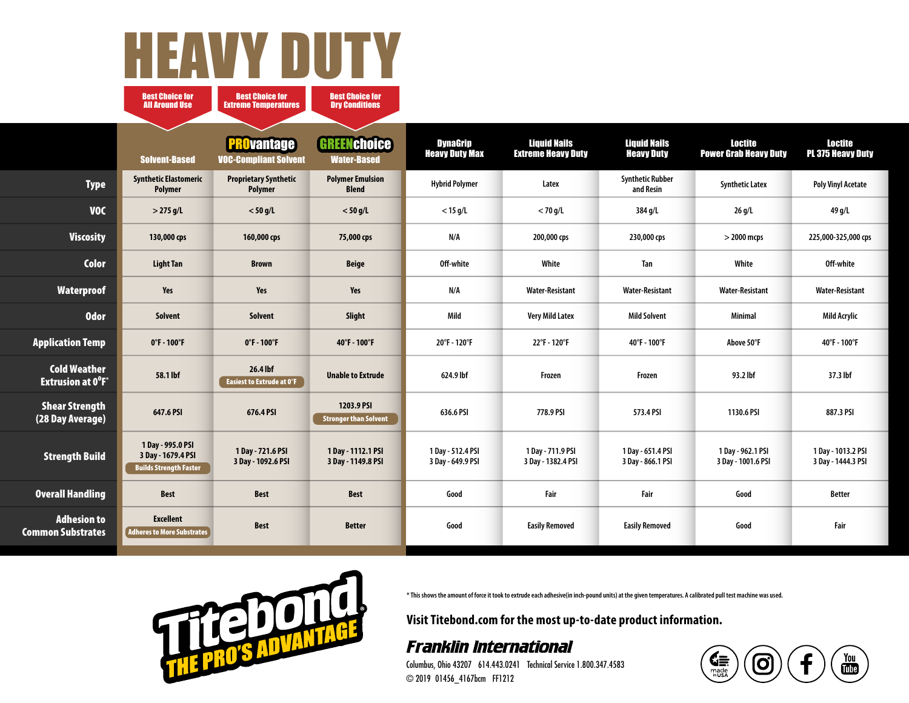# HEAVY DUTY

| | Best Choice for All Around Use | Best Choice for Extreme Temperatures | Best Choice for Dry Conditions | | | | | |
|---|---|---|---|---|---|---|---|---|
| | Solvent-Based | PROvantage VOC-Compliant Solvent | GREENchoice Water-Based | DynaGrip Heavy Duty Max | Liquid Nails Extreme Heavy Duty | Liquid Nails Heavy Duty | Loctite Power Grab Heavy Duty | Loctite PL 375 Heavy Duty |
| Type | Synthetic Elastomeric Polymer | Proprietary Synthetic Polymer | Polymer Emulsion Blend | Hybrid Polymer | Latex | Synthetic Rubber and Resin | Synthetic Latex | Poly Vinyl Acetate |
| VOC | > 275 g/L | < 50 g/L | < 50 g/L | < 15 g/L | < 70 g/L | 384 g/L | 26 g/L | 49 g/L |
| Viscosity | 130,000 cps | 160,000 cps | 75,000 cps | N/A | 200,000 cps | 230,000 cps | > 2000 mcps | 225,000-325,000 cps |
| Color | Light Tan | Brown | Beige | Off-white | White | Tan | White | Off-white |
| Waterproof | Yes | Yes | Yes | N/A | Water-Resistant | Water-Resistant | Water-Resistant | Water-Resistant |
| Odor | Solvent | Solvent | Slight | Mild | Very Mild Latex | Mild Solvent | Minimal | Mild Acrylic |
| Application Temp | 0°F - 100°F | 0°F - 100°F | 40°F - 100°F | 20°F - 120°F | 22°F - 120°F | 40°F - 100°F | Above 50°F | 40°F - 100°F |
| Cold Weather Extrusion at 0°F* | 58.1 lbf | 26.4 lbf **Easiest to Extrude at 0°F** | Unable to Extrude | 624.9 lbf | Frozen | Frozen | 93.2 lbf | 37.3 lbf |
| Shear Strength (28 Day Average) | 647.6 PSI | 676.4 PSI | 1203.9 PSI **Stronger than Solvent** | 636.6 PSI | 778.9 PSI | 573.4 PSI | 1130.6 PSI | 887.3 PSI |
| Strength Build | 1 Day - 995.0 PSI<br>3 Day - 1679.4 PSI **Builds Strength Faster** | 1 Day - 721.6 PSI<br>3 Day - 1092.6 PSI | 1 Day - 1112.1 PSI<br>3 Day - 1149.8 PSI | 1 Day - 512.4 PSI<br>3 Day - 649.9 PSI | 1 Day - 711.9 PSI<br>3 Day - 1382.4 PSI | 1 Day - 651.4 PSI<br>3 Day - 866.1 PSI | 1 Day - 962.1 PSI<br>3 Day - 1001.6 PSI | 1 Day - 1013.2 PSI<br>3 Day - 1444.3 PSI |
| Overall Handling | Best | Best | Best | Good | Fair | Fair | Good | Better |
| Adhesion to Common Substrates | Excellent **Adheres to More Substrates** | Best | Better | Good | Easily Removed | Easily Removed | Good | Fair |

Titebond THE PRO'S ADVANTAGE

* This shows the amount of force it took to extrude each adhesive(in inch-pound units) at the given temperatures. A calibrated pull test machine was used.

**Visit Titebond.com for the most up-to-date product information.**

***Franklin International***

Columbus, Ohio 43207 614.443.0241 Technical Service 1.800.347.4583

© 2019 01456_4167bcm FF1212